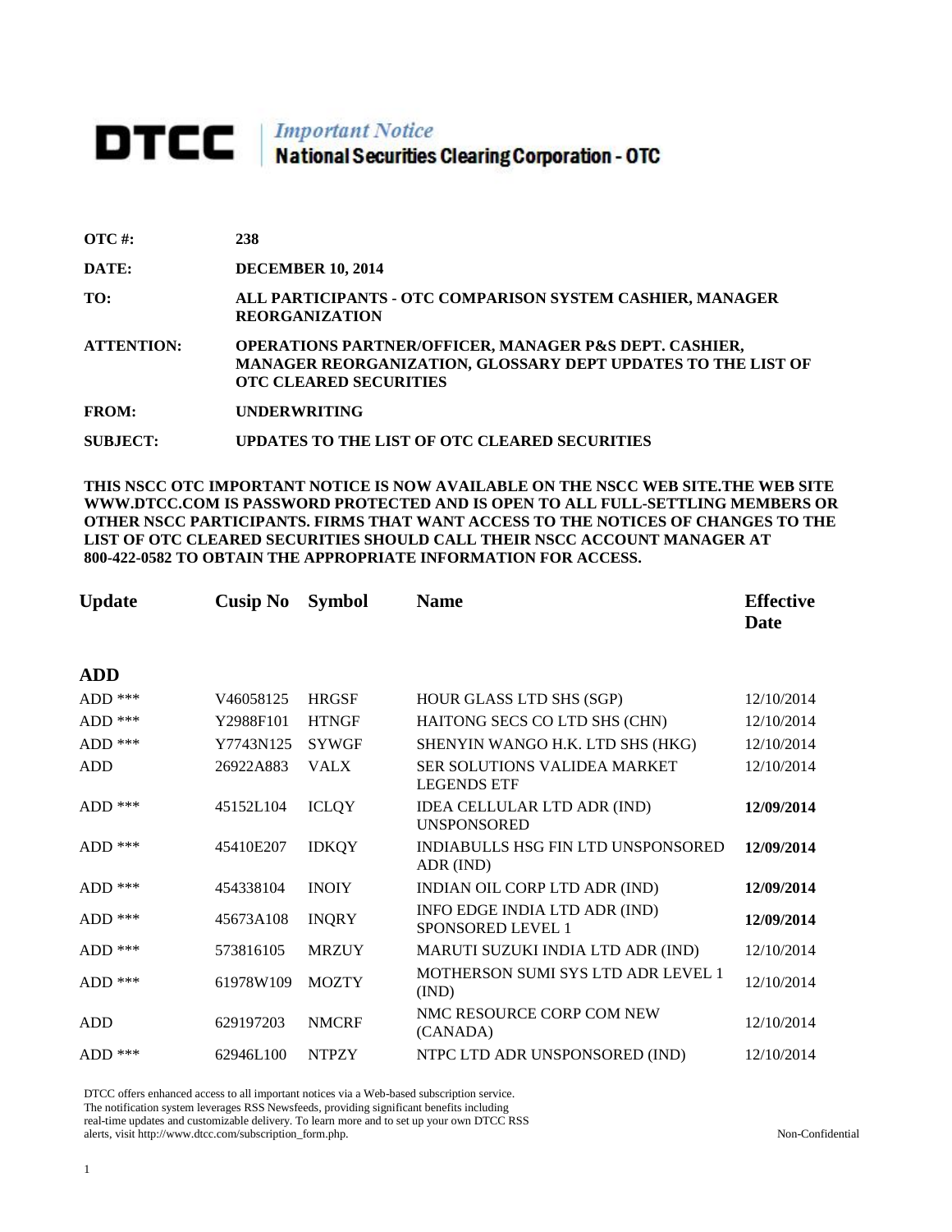# DTCC | *Important Notice* National Securities Clearing Corporation - OTC

**OTC #:** 238

**DATE:** DECEMBER 10, 2014

**TO:** ALL PARTICIPANTS - OTC COMPARISON SYSTEM CASHIER, MANAGER REORGANIZATION

**ATTENTION:** OPERATIONS PARTNER/OFFICER, MANAGER P&S DEPT. CASHIER, MANAGER REORGANIZATION, GLOSSARY DEPT UPDATES TO THE LIST OF OTC CLEARED SECURITIES

**FROM:** UNDERWRITING

**SUBJECT:** UPDATES TO THE LIST OF OTC CLEARED SECURITIES

**THIS NSCC OTC IMPORTANT NOTICE IS NOW AVAILABLE ON THE NSCC WEB SITE.THE WEB SITE WWW.DTCC.COM IS PASSWORD PROTECTED AND IS OPEN TO ALL FULL-SETTLING MEMBERS OR OTHER NSCC PARTICIPANTS. FIRMS THAT WANT ACCESS TO THE NOTICES OF CHANGES TO THE LIST OF OTC CLEARED SECURITIES SHOULD CALL THEIR NSCC ACCOUNT MANAGER AT 800-422-0582 TO OBTAIN THE APPROPRIATE INFORMATION FOR ACCESS.**

| Update | Cusip No | Symbol | Name | Effective Date |
|---|---|---|---|---|
| **ADD** | | | | |
| ADD *** | V46058125 | HRGSF | HOUR GLASS LTD SHS (SGP) | 12/10/2014 |
| ADD *** | Y2988F101 | HTNGF | HAITONG SECS CO LTD SHS (CHN) | 12/10/2014 |
| ADD *** | Y7743N125 | SYWGF | SHENYIN WANGO H.K. LTD SHS (HKG) | 12/10/2014 |
| ADD | 26922A883 | VALX | SER SOLUTIONS VALIDEA MARKET LEGENDS ETF | 12/10/2014 |
| ADD *** | 45152L104 | ICLQY | IDEA CELLULAR LTD ADR (IND) UNSPONSORED | **12/09/2014** |
| ADD *** | 45410E207 | IDKQY | INDIABULLS HSG FIN LTD UNSPONSORED ADR (IND) | **12/09/2014** |
| ADD *** | 454338104 | INOIY | INDIAN OIL CORP LTD ADR (IND) | **12/09/2014** |
| ADD *** | 45673A108 | INQRY | INFO EDGE INDIA LTD ADR (IND) SPONSORED LEVEL 1 | **12/09/2014** |
| ADD *** | 573816105 | MRZUY | MARUTI SUZUKI INDIA LTD ADR (IND) | 12/10/2014 |
| ADD *** | 61978W109 | MOZTY | MOTHERSON SUMI SYS LTD ADR LEVEL 1 (IND) | 12/10/2014 |
| ADD | 629197203 | NMCRF | NMC RESOURCE CORP COM NEW (CANADA) | 12/10/2014 |
| ADD *** | 62946L100 | NTPZY | NTPC LTD ADR UNSPONSORED (IND) | 12/10/2014 |

DTCC offers enhanced access to all important notices via a Web-based subscription service. The notification system leverages RSS Newsfeeds, providing significant benefits including real-time updates and customizable delivery. To learn more and to set up your own DTCC RSS alerts, visit http://www.dtcc.com/subscription_form.php.

Non-Confidential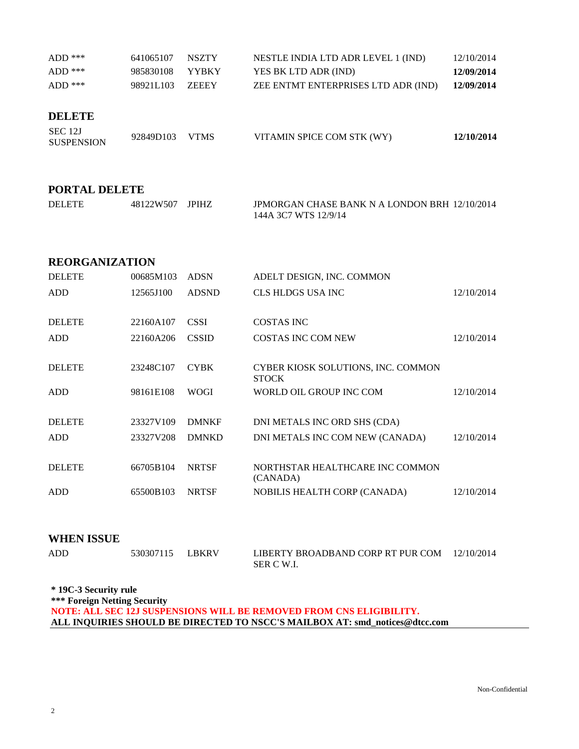| | | | | |
|---|---|---|---|---|
| ADD *** | 641065107 | NSZTY | NESTLE INDIA LTD ADR LEVEL 1 (IND) | 12/10/2014 |
| ADD *** | 985830108 | YYBKY | YES BK LTD ADR (IND) | **12/09/2014** |
| ADD *** | 98921L103 | ZEEEY | ZEE ENTMT ENTERPRISES LTD ADR (IND) | **12/09/2014** |

## DELETE

| | | | | |
|---|---|---|---|---|
| SEC 12J SUSPENSION | 92849D103 | VTMS | VITAMIN SPICE COM STK (WY) | **12/10/2014** |

## PORTAL DELETE

| | | | | |
|---|---|---|---|---|
| DELETE | 48122W507 | JPIHZ | JPMORGAN CHASE BANK N A LONDON BRH 144A 3C7 WTS 12/9/14 | 12/10/2014 |

## REORGANIZATION

| | | | | |
|---|---|---|---|---|
| DELETE | 00685M103 | ADSN | ADELT DESIGN, INC. COMMON | |
| ADD | 12565J100 | ADSND | CLS HLDGS USA INC | 12/10/2014 |
| DELETE | 22160A107 | CSSI | COSTAS INC | |
| ADD | 22160A206 | CSSID | COSTAS INC COM NEW | 12/10/2014 |
| DELETE | 23248C107 | CYBK | CYBER KIOSK SOLUTIONS, INC. COMMON STOCK | |
| ADD | 98161E108 | WOGI | WORLD OIL GROUP INC COM | 12/10/2014 |
| DELETE | 23327V109 | DMNKF | DNI METALS INC ORD SHS (CDA) | |
| ADD | 23327V208 | DMNKD | DNI METALS INC COM NEW (CANADA) | 12/10/2014 |
| DELETE | 66705B104 | NRTSF | NORTHSTAR HEALTHCARE INC COMMON (CANADA) | |
| ADD | 65500B103 | NRTSF | NOBILIS HEALTH CORP (CANADA) | 12/10/2014 |

## WHEN ISSUE

| | | | | |
|---|---|---|---|---|
| ADD | 530307115 | LBKRV | LIBERTY BROADBAND CORP RT PUR COM SER C W.I. | 12/10/2014 |

**\* 19C-3 Security rule**
**\*** Foreign Netting Security**
**NOTE: ALL SEC 12J SUSPENSIONS WILL BE REMOVED FROM CNS ELIGIBILITY.**
**ALL INQUIRIES SHOULD BE DIRECTED TO NSCC'S MAILBOX AT: smd_notices@dtcc.com**

Non-Confidential